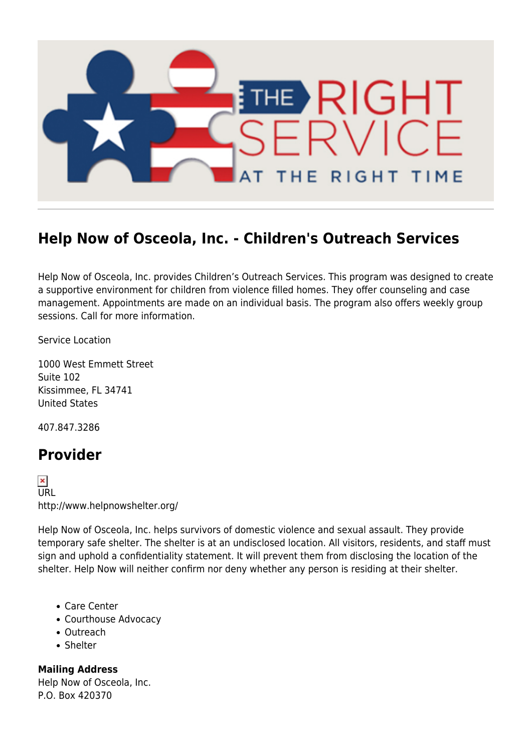## Help Now of Osceola, Inc. - Children's Outreach Services

Help Now of Osceola, Inc. provides Children's Outreach Services. This program was designed to create a supportive environment for children from violence filled homes. They offer counseling and case management. Appointments are made on an individual basis. The program also offers weekly group sessions. Call for more information.

Service Location

1000 West Emmett Street
Suite 102
Kissimmee, FL 34741
United States

407.847.3286

## Provider

URL
http://www.helpnowshelter.org/

Help Now of Osceola, Inc. helps survivors of domestic violence and sexual assault. They provide temporary safe shelter. The shelter is at an undisclosed location. All visitors, residents, and staff must sign and uphold a confidentiality statement. It will prevent them from disclosing the location of the shelter. Help Now will neither confirm nor deny whether any person is residing at their shelter.

- Care Center
- Courthouse Advocacy
- Outreach
- Shelter

**Mailing Address**
Help Now of Osceola, Inc.
P.O. Box 420370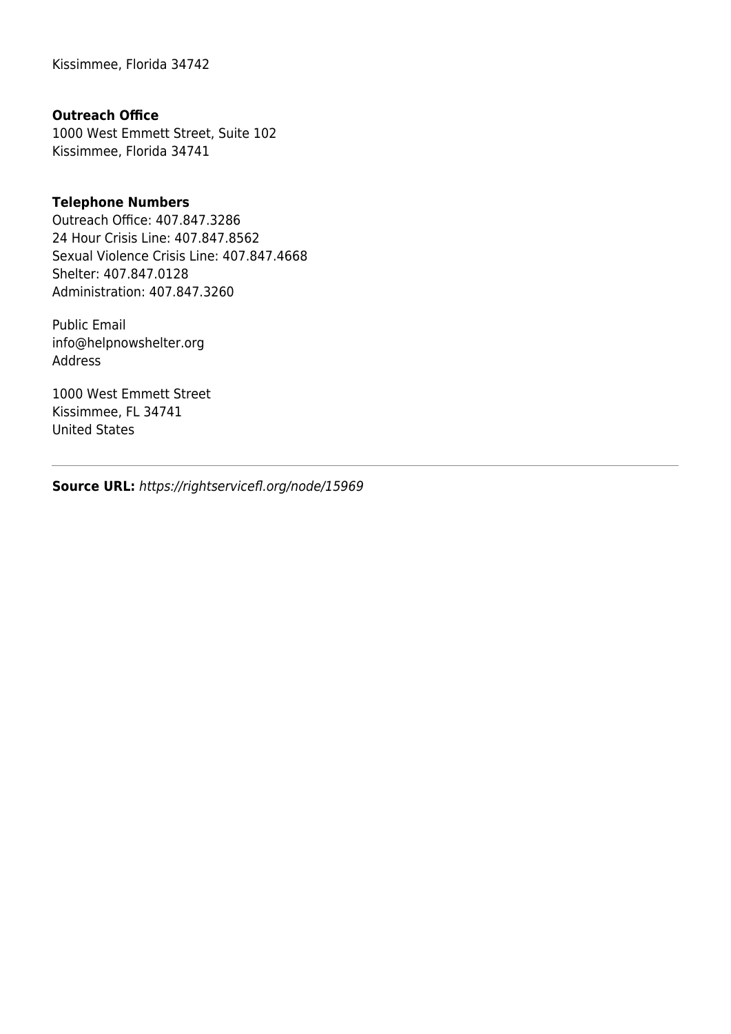Kissimmee, Florida 34742

**Outreach Office**
1000 West Emmett Street, Suite 102
Kissimmee, Florida 34741

**Telephone Numbers**
Outreach Office: 407.847.3286
24 Hour Crisis Line: 407.847.8562
Sexual Violence Crisis Line: 407.847.4668
Shelter: 407.847.0128
Administration: 407.847.3260

Public Email
info@helpnowshelter.org
Address

1000 West Emmett Street
Kissimmee, FL 34741
United States

---

**Source URL:** *https://rightservicefl.org/node/15969*